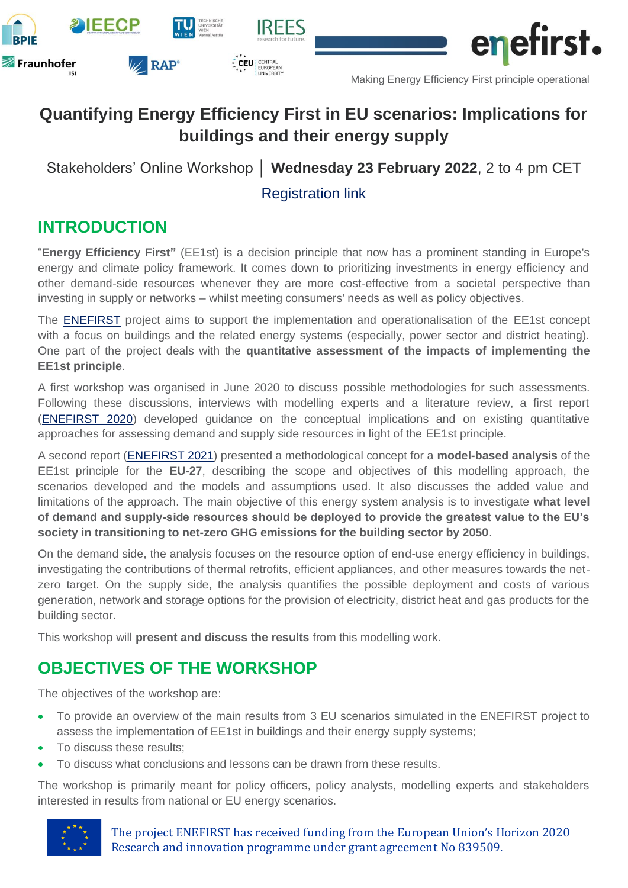Making Energy Efficiency First principle operational

# Quantifying Energy Efficiency First in EU scenarios: Implications for buildings and their energy supply

Stakeholders' Online Workshop │ **Wednesday 23 February 2022**, 2 to 4 pm CET

Registration link

## INTRODUCTION

"**Energy Efficiency First"** (EE1st) is a decision principle that now has a prominent standing in Europe's energy and climate policy framework. It comes down to prioritizing investments in energy efficiency and other demand-side resources whenever they are more cost-effective from a societal perspective than investing in supply or networks – whilst meeting consumers' needs as well as policy objectives.

The ENEFIRST project aims to support the implementation and operationalisation of the EE1st concept with a focus on buildings and the related energy systems (especially, power sector and district heating). One part of the project deals with the **quantitative assessment of the impacts of implementing the EE1st principle**.

A first workshop was organised in June 2020 to discuss possible methodologies for such assessments. Following these discussions, interviews with modelling experts and a literature review, a first report (ENEFIRST 2020) developed guidance on the conceptual implications and on existing quantitative approaches for assessing demand and supply side resources in light of the EE1st principle.

A second report (ENEFIRST 2021) presented a methodological concept for a **model-based analysis** of the EE1st principle for the **EU-27**, describing the scope and objectives of this modelling approach, the scenarios developed and the models and assumptions used. It also discusses the added value and limitations of the approach. The main objective of this energy system analysis is to investigate **what level of demand and supply-side resources should be deployed to provide the greatest value to the EU's society in transitioning to net-zero GHG emissions for the building sector by 2050**.

On the demand side, the analysis focuses on the resource option of end-use energy efficiency in buildings, investigating the contributions of thermal retrofits, efficient appliances, and other measures towards the net-zero target. On the supply side, the analysis quantifies the possible deployment and costs of various generation, network and storage options for the provision of electricity, district heat and gas products for the building sector.

This workshop will **present and discuss the results** from this modelling work.

## OBJECTIVES OF THE WORKSHOP

The objectives of the workshop are:

- To provide an overview of the main results from 3 EU scenarios simulated in the ENEFIRST project to assess the implementation of EE1st in buildings and their energy supply systems;
- To discuss these results;
- To discuss what conclusions and lessons can be drawn from these results.

The workshop is primarily meant for policy officers, policy analysts, modelling experts and stakeholders interested in results from national or EU energy scenarios.

The project ENEFIRST has received funding from the European Union's Horizon 2020 Research and innovation programme under grant agreement No 839509.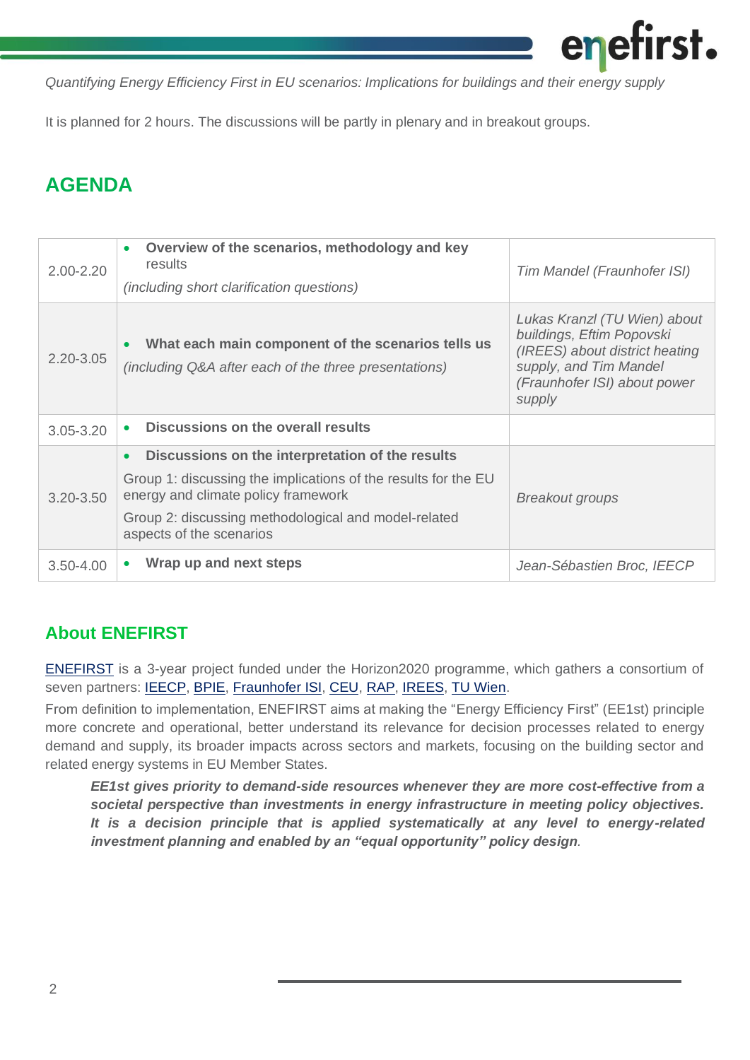*Quantifying Energy Efficiency First in EU scenarios: Implications for buildings and their energy supply*

It is planned for 2 hours. The discussions will be partly in plenary and in breakout groups.

## AGENDA

| | | |
|---|---|---|
| 2.00-2.20 | • **Overview of the scenarios, methodology and key** results<br>*(including short clarification questions)* | *Tim Mandel (Fraunhofer ISI)* |
| 2.20-3.05 | • **What each main component of the scenarios tells us**<br>*(including Q&A after each of the three presentations)* | *Lukas Kranzl (TU Wien) about buildings, Eftim Popovski (IREES) about district heating supply, and Tim Mandel (Fraunhofer ISI) about power supply* |
| 3.05-3.20 | • **Discussions on the overall results** | |
| 3.20-3.50 | • **Discussions on the interpretation of the results**<br>Group 1: discussing the implications of the results for the EU energy and climate policy framework<br>Group 2: discussing methodological and model-related aspects of the scenarios | *Breakout groups* |
| 3.50-4.00 | • **Wrap up and next steps** | *Jean-Sébastien Broc, IEECP* |

## About ENEFIRST

ENEFIRST is a 3-year project funded under the Horizon2020 programme, which gathers a consortium of seven partners: IEECP, BPIE, Fraunhofer ISI, CEU, RAP, IREES, TU Wien.

From definition to implementation, ENEFIRST aims at making the "Energy Efficiency First" (EE1st) principle more concrete and operational, better understand its relevance for decision processes related to energy demand and supply, its broader impacts across sectors and markets, focusing on the building sector and related energy systems in EU Member States.

> ***EE1st gives priority to demand-side resources whenever they are more cost-effective from a societal perspective than investments in energy infrastructure in meeting policy objectives. It is a decision principle that is applied systematically at any level to energy-related investment planning and enabled by an "equal opportunity" policy design***.